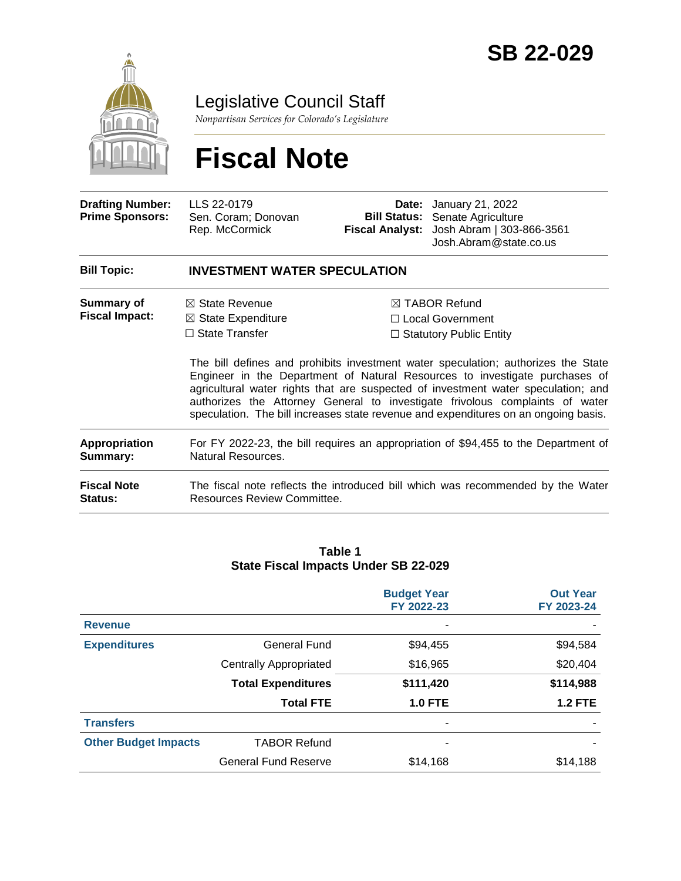# SB 22-029

## Legislative Council Staff

*Nonpartisan Services for Colorado's Legislature*

# Fiscal Note

| | | | |
|---|---|---|---|
| **Drafting Number:** | LLS 22-0179 | **Date:** | January 21, 2022 |
| **Prime Sponsors:** | Sen. Coram; Donovan<br>Rep. McCormick | **Bill Status:** | Senate Agriculture |
| | | **Fiscal Analyst:** | Josh Abram \| 303-866-3561<br>Josh.Abram@state.co.us |

| | |
|---|---|
| **Bill Topic:** | **INVESTMENT WATER SPECULATION** |
| **Summary of Fiscal Impact:** | ☒ State Revenue<br>☒ State Expenditure<br>☐ State Transfer<br>☒ TABOR Refund<br>☐ Local Government<br>☐ Statutory Public Entity<br><br>The bill defines and prohibits investment water speculation; authorizes the State Engineer in the Department of Natural Resources to investigate purchases of agricultural water rights that are suspected of investment water speculation; and authorizes the Attorney General to investigate frivolous complaints of water speculation. The bill increases state revenue and expenditures on an ongoing basis. |
| **Appropriation Summary:** | For FY 2022-23, the bill requires an appropriation of $94,455 to the Department of Natural Resources. |
| **Fiscal Note Status:** | The fiscal note reflects the introduced bill which was recommended by the Water Resources Review Committee. |

**Table 1**
**State Fiscal Impacts Under SB 22-029**

| | | Budget Year FY 2022-23 | Out Year FY 2023-24 |
|---|---|---|---|
| **Revenue** | | - | - |
| **Expenditures** | General Fund | $94,455 | $94,584 |
| | Centrally Appropriated | $16,965 | $20,404 |
| | **Total Expenditures** | **$111,420** | **$114,988** |
| | **Total FTE** | **1.0 FTE** | **1.2 FTE** |
| **Transfers** | | - | - |
| **Other Budget Impacts** | TABOR Refund | - | - |
| | General Fund Reserve | $14,168 | $14,188 |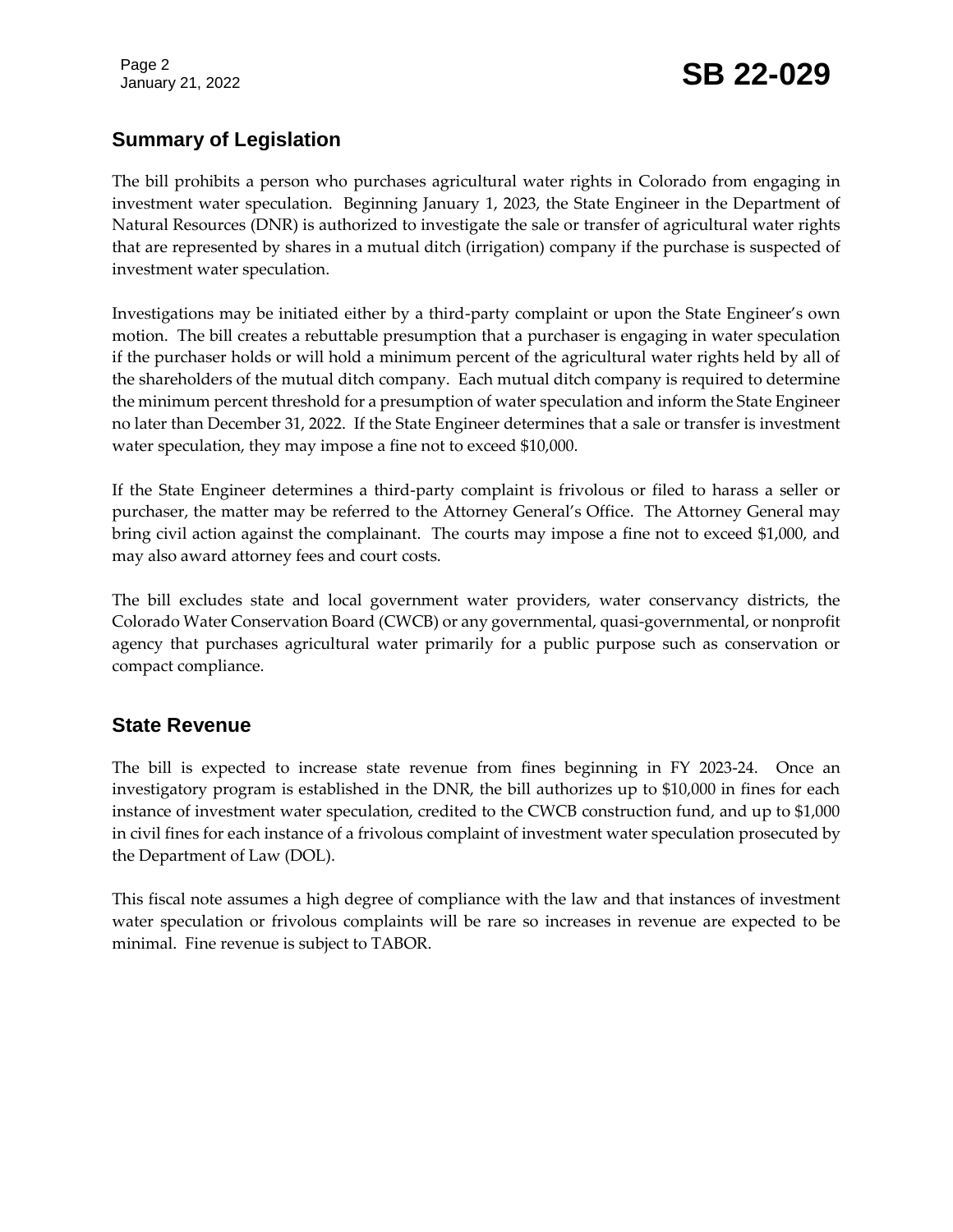## Summary of Legislation

The bill prohibits a person who purchases agricultural water rights in Colorado from engaging in investment water speculation. Beginning January 1, 2023, the State Engineer in the Department of Natural Resources (DNR) is authorized to investigate the sale or transfer of agricultural water rights that are represented by shares in a mutual ditch (irrigation) company if the purchase is suspected of investment water speculation.

Investigations may be initiated either by a third-party complaint or upon the State Engineer's own motion. The bill creates a rebuttable presumption that a purchaser is engaging in water speculation if the purchaser holds or will hold a minimum percent of the agricultural water rights held by all of the shareholders of the mutual ditch company. Each mutual ditch company is required to determine the minimum percent threshold for a presumption of water speculation and inform the State Engineer no later than December 31, 2022. If the State Engineer determines that a sale or transfer is investment water speculation, they may impose a fine not to exceed $10,000.

If the State Engineer determines a third-party complaint is frivolous or filed to harass a seller or purchaser, the matter may be referred to the Attorney General's Office. The Attorney General may bring civil action against the complainant. The courts may impose a fine not to exceed $1,000, and may also award attorney fees and court costs.

The bill excludes state and local government water providers, water conservancy districts, the Colorado Water Conservation Board (CWCB) or any governmental, quasi-governmental, or nonprofit agency that purchases agricultural water primarily for a public purpose such as conservation or compact compliance.

## State Revenue

The bill is expected to increase state revenue from fines beginning in FY 2023-24. Once an investigatory program is established in the DNR, the bill authorizes up to $10,000 in fines for each instance of investment water speculation, credited to the CWCB construction fund, and up to $1,000 in civil fines for each instance of a frivolous complaint of investment water speculation prosecuted by the Department of Law (DOL).

This fiscal note assumes a high degree of compliance with the law and that instances of investment water speculation or frivolous complaints will be rare so increases in revenue are expected to be minimal. Fine revenue is subject to TABOR.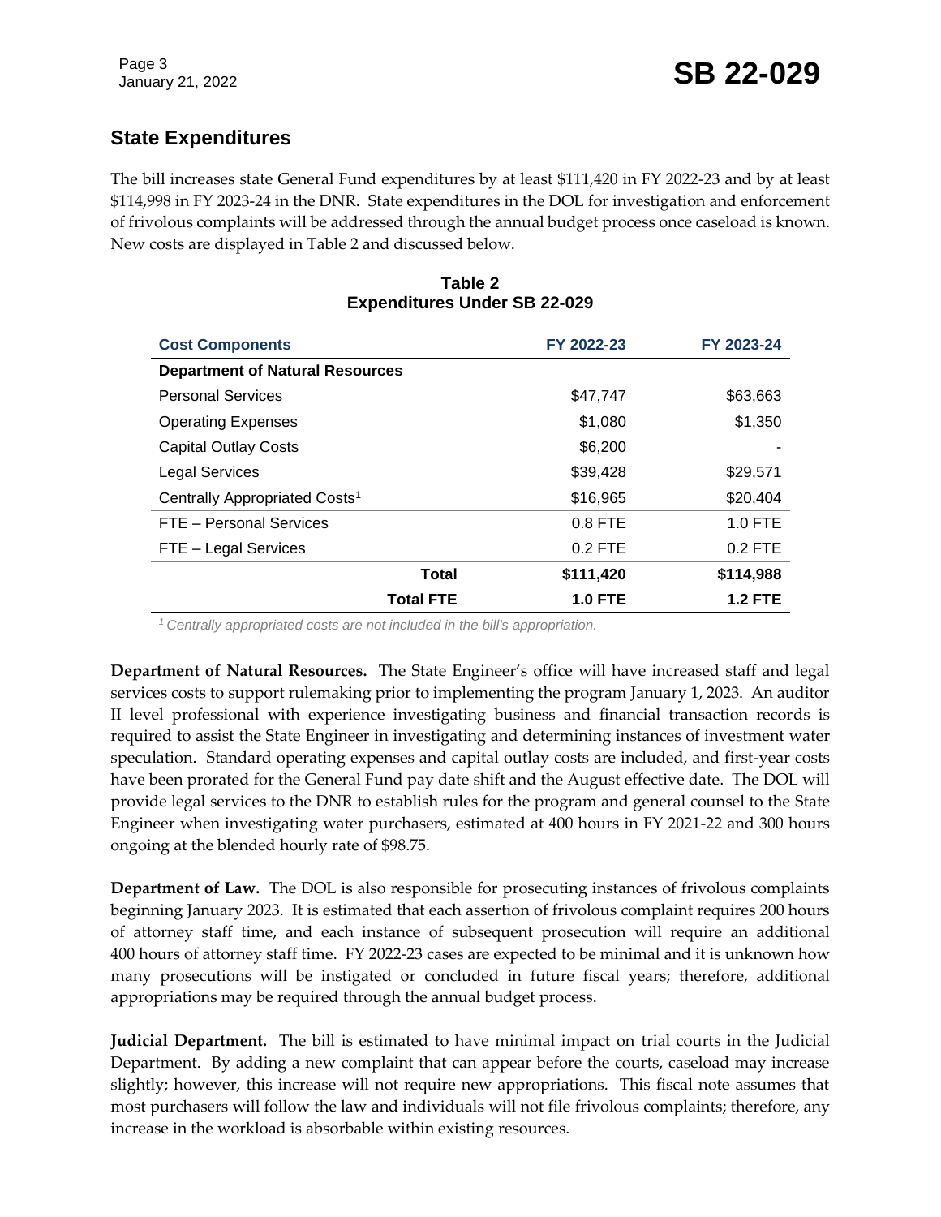## State Expenditures

The bill increases state General Fund expenditures by at least $111,420 in FY 2022-23 and by at least $114,998 in FY 2023-24 in the DNR. State expenditures in the DOL for investigation and enforcement of frivolous complaints will be addressed through the annual budget process once caseload is known. New costs are displayed in Table 2 and discussed below.

**Table 2**
**Expenditures Under SB 22-029**

| Cost Components | FY 2022-23 | FY 2023-24 |
|---|---|---|
| **Department of Natural Resources** | | |
| Personal Services | $47,747 | $63,663 |
| Operating Expenses | $1,080 | $1,350 |
| Capital Outlay Costs | $6,200 | - |
| Legal Services | $39,428 | $29,571 |
| Centrally Appropriated Costs[1] | $16,965 | $20,404 |
| FTE – Personal Services | 0.8 FTE | 1.0 FTE |
| FTE – Legal Services | 0.2 FTE | 0.2 FTE |
| **Total** | **$111,420** | **$114,988** |
| **Total FTE** | **1.0 FTE** | **1.2 FTE** |

*[1] Centrally appropriated costs are not included in the bill's appropriation.*

**Department of Natural Resources.** The State Engineer's office will have increased staff and legal services costs to support rulemaking prior to implementing the program January 1, 2023. An auditor II level professional with experience investigating business and financial transaction records is required to assist the State Engineer in investigating and determining instances of investment water speculation. Standard operating expenses and capital outlay costs are included, and first-year costs have been prorated for the General Fund pay date shift and the August effective date. The DOL will provide legal services to the DNR to establish rules for the program and general counsel to the State Engineer when investigating water purchasers, estimated at 400 hours in FY 2021-22 and 300 hours ongoing at the blended hourly rate of $98.75.

**Department of Law.** The DOL is also responsible for prosecuting instances of frivolous complaints beginning January 2023. It is estimated that each assertion of frivolous complaint requires 200 hours of attorney staff time, and each instance of subsequent prosecution will require an additional 400 hours of attorney staff time. FY 2022-23 cases are expected to be minimal and it is unknown how many prosecutions will be instigated or concluded in future fiscal years; therefore, additional appropriations may be required through the annual budget process.

**Judicial Department.** The bill is estimated to have minimal impact on trial courts in the Judicial Department. By adding a new complaint that can appear before the courts, caseload may increase slightly; however, this increase will not require new appropriations. This fiscal note assumes that most purchasers will follow the law and individuals will not file frivolous complaints; therefore, any increase in the workload is absorbable within existing resources.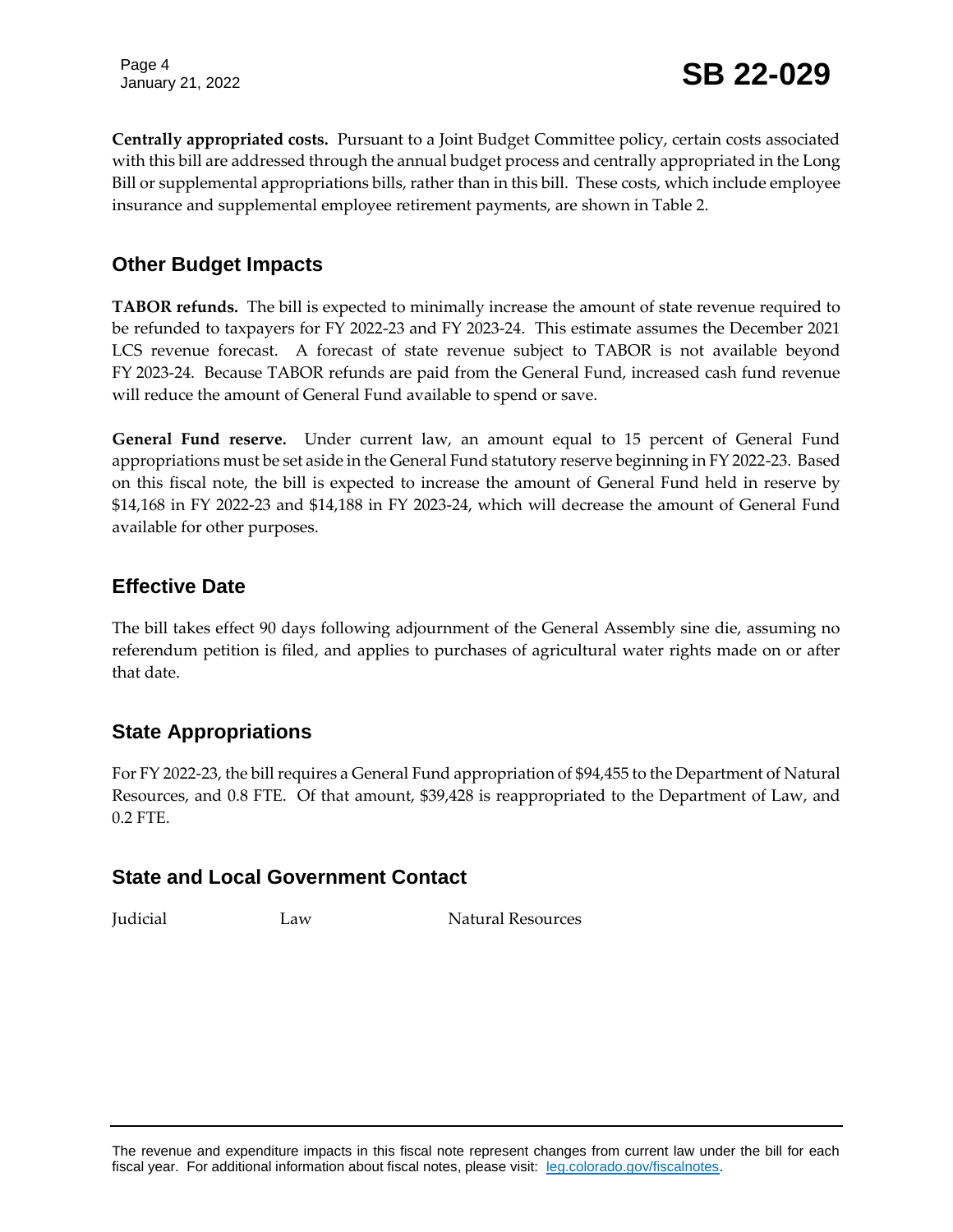**Centrally appropriated costs.** Pursuant to a Joint Budget Committee policy, certain costs associated with this bill are addressed through the annual budget process and centrally appropriated in the Long Bill or supplemental appropriations bills, rather than in this bill. These costs, which include employee insurance and supplemental employee retirement payments, are shown in Table 2.

## Other Budget Impacts

**TABOR refunds.** The bill is expected to minimally increase the amount of state revenue required to be refunded to taxpayers for FY 2022-23 and FY 2023-24. This estimate assumes the December 2021 LCS revenue forecast. A forecast of state revenue subject to TABOR is not available beyond FY 2023-24. Because TABOR refunds are paid from the General Fund, increased cash fund revenue will reduce the amount of General Fund available to spend or save.

**General Fund reserve.** Under current law, an amount equal to 15 percent of General Fund appropriations must be set aside in the General Fund statutory reserve beginning in FY 2022-23. Based on this fiscal note, the bill is expected to increase the amount of General Fund held in reserve by $14,168 in FY 2022-23 and $14,188 in FY 2023-24, which will decrease the amount of General Fund available for other purposes.

## Effective Date

The bill takes effect 90 days following adjournment of the General Assembly sine die, assuming no referendum petition is filed, and applies to purchases of agricultural water rights made on or after that date.

## State Appropriations

For FY 2022-23, the bill requires a General Fund appropriation of $94,455 to the Department of Natural Resources, and 0.8 FTE. Of that amount, $39,428 is reappropriated to the Department of Law, and 0.2 FTE.

## State and Local Government Contact

Judicial Law Natural Resources

The revenue and expenditure impacts in this fiscal note represent changes from current law under the bill for each fiscal year. For additional information about fiscal notes, please visit: leg.colorado.gov/fiscalnotes.